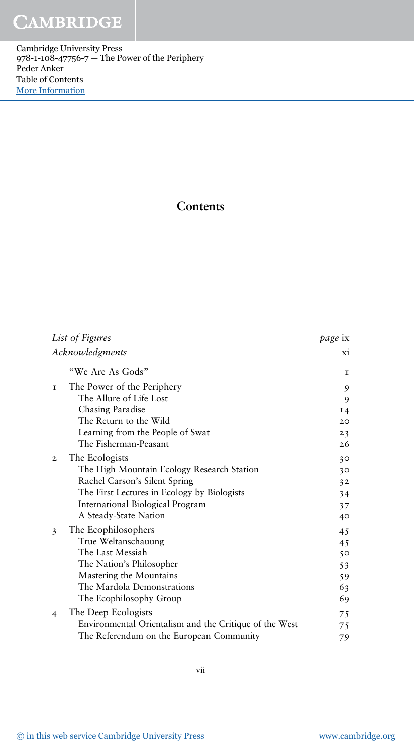# Contents

| | | |
|---|---|---|
| *List of Figures* | | *page* ix |
| *Acknowledgments* | | xi |
| | "We Are As Gods" | 1 |
| 1 | The Power of the Periphery | 9 |
| | The Allure of Life Lost | 9 |
| | Chasing Paradise | 14 |
| | The Return to the Wild | 20 |
| | Learning from the People of Swat | 23 |
| | The Fisherman-Peasant | 26 |
| 2 | The Ecologists | 30 |
| | The High Mountain Ecology Research Station | 30 |
| | Rachel Carson's Silent Spring | 32 |
| | The First Lectures in Ecology by Biologists | 34 |
| | International Biological Program | 37 |
| | A Steady-State Nation | 40 |
| 3 | The Ecophilosophers | 45 |
| | True Weltanschauung | 45 |
| | The Last Messiah | 50 |
| | The Nation's Philosopher | 53 |
| | Mastering the Mountains | 59 |
| | The Mardøla Demonstrations | 63 |
| | The Ecophilosophy Group | 69 |
| 4 | The Deep Ecologists | 75 |
| | Environmental Orientalism and the Critique of the West | 75 |
| | The Referendum on the European Community | 79 |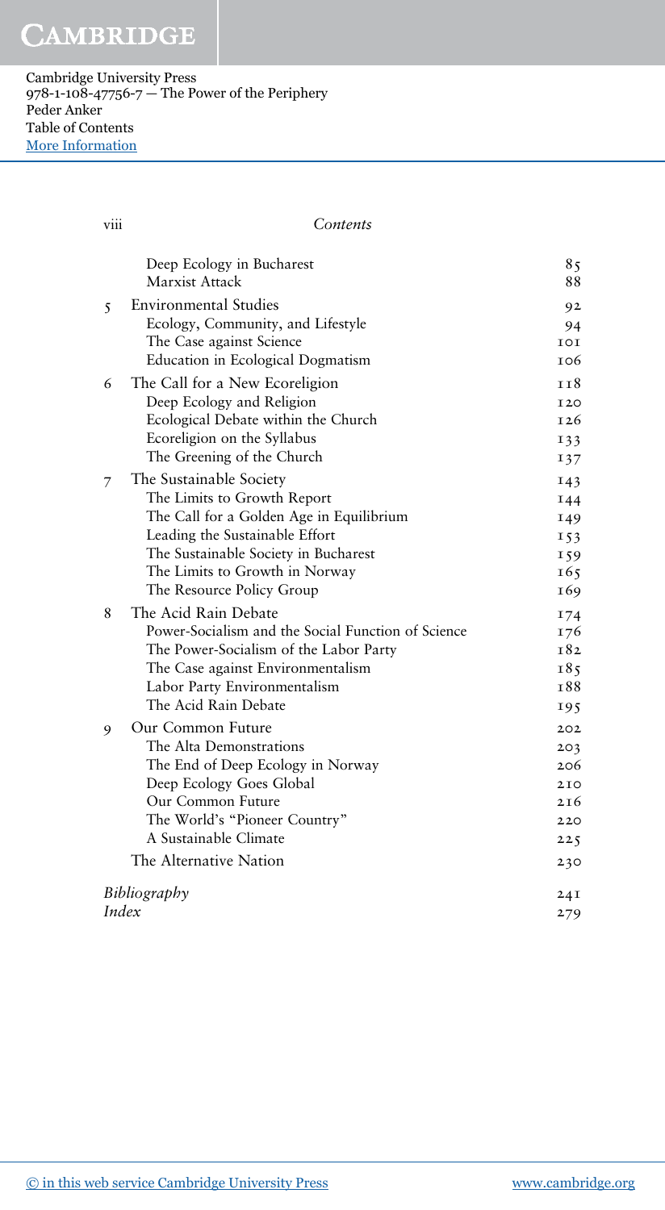## Contents

| | | |
|---|---|---|
| | Deep Ecology in Bucharest | 85 |
| | Marxist Attack | 88 |
| 5 | Environmental Studies | 92 |
| | Ecology, Community, and Lifestyle | 94 |
| | The Case against Science | 101 |
| | Education in Ecological Dogmatism | 106 |
| 6 | The Call for a New Ecoreligion | 118 |
| | Deep Ecology and Religion | 120 |
| | Ecological Debate within the Church | 126 |
| | Ecoreligion on the Syllabus | 133 |
| | The Greening of the Church | 137 |
| 7 | The Sustainable Society | 143 |
| | The Limits to Growth Report | 144 |
| | The Call for a Golden Age in Equilibrium | 149 |
| | Leading the Sustainable Effort | 153 |
| | The Sustainable Society in Bucharest | 159 |
| | The Limits to Growth in Norway | 165 |
| | The Resource Policy Group | 169 |
| 8 | The Acid Rain Debate | 174 |
| | Power-Socialism and the Social Function of Science | 176 |
| | The Power-Socialism of the Labor Party | 182 |
| | The Case against Environmentalism | 185 |
| | Labor Party Environmentalism | 188 |
| | The Acid Rain Debate | 195 |
| 9 | Our Common Future | 202 |
| | The Alta Demonstrations | 203 |
| | The End of Deep Ecology in Norway | 206 |
| | Deep Ecology Goes Global | 210 |
| | Our Common Future | 216 |
| | The World's "Pioneer Country" | 220 |
| | A Sustainable Climate | 225 |
| | The Alternative Nation | 230 |
| | *Bibliography* | 241 |
| | *Index* | 279 |